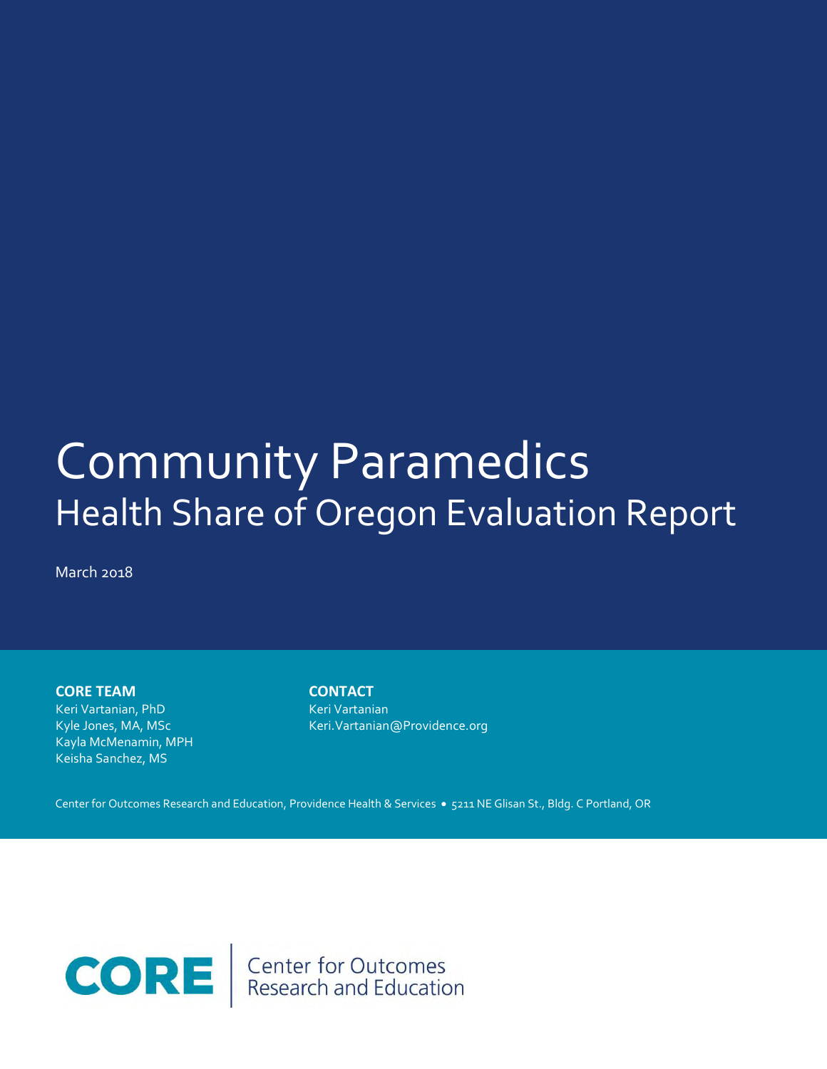# Community Paramedics

## Health Share of Oregon Evaluation Report

March 2018

**CORE TEAM**

Keri Vartanian, PhD
Kyle Jones, MA, MSc
Kayla McMenamin, MPH
Keisha Sanchez, MS

**CONTACT**

Keri Vartanian
Keri.Vartanian@Providence.org

Center for Outcomes Research and Education, Providence Health & Services • 5211 NE Glisan St., Bldg. C Portland, OR

CORE | Center for Outcomes Research and Education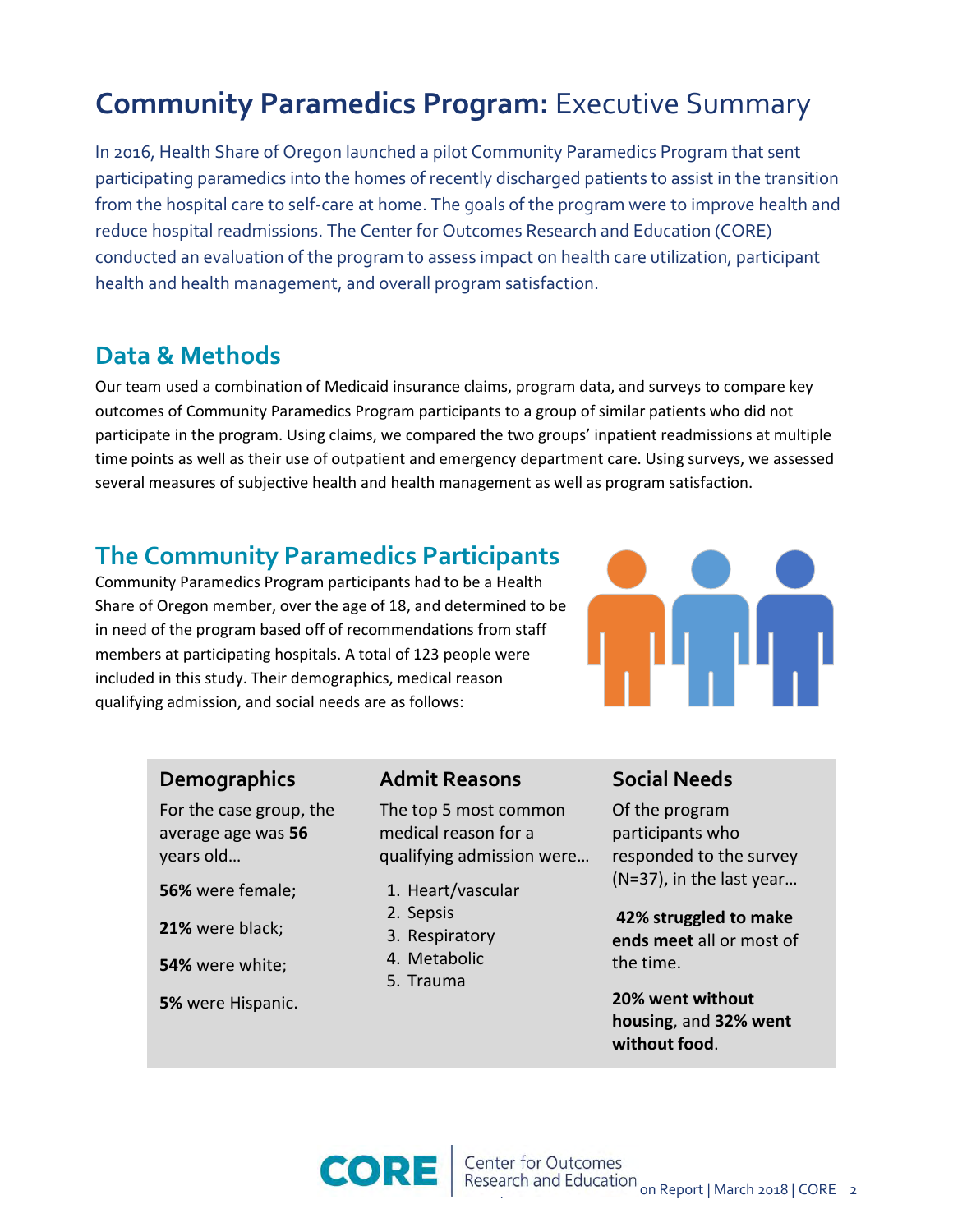# **Community Paramedics Program:** Executive Summary

In 2016, Health Share of Oregon launched a pilot Community Paramedics Program that sent participating paramedics into the homes of recently discharged patients to assist in the transition from the hospital care to self-care at home. The goals of the program were to improve health and reduce hospital readmissions. The Center for Outcomes Research and Education (CORE) conducted an evaluation of the program to assess impact on health care utilization, participant health and health management, and overall program satisfaction.

## Data & Methods

Our team used a combination of Medicaid insurance claims, program data, and surveys to compare key outcomes of Community Paramedics Program participants to a group of similar patients who did not participate in the program. Using claims, we compared the two groups' inpatient readmissions at multiple time points as well as their use of outpatient and emergency department care. Using surveys, we assessed several measures of subjective health and health management as well as program satisfaction.

## The Community Paramedics Participants

Community Paramedics Program participants had to be a Health Share of Oregon member, over the age of 18, and determined to be in need of the program based off of recommendations from staff members at participating hospitals. A total of 123 people were included in this study. Their demographics, medical reason qualifying admission, and social needs are as follows:

### Demographics

For the case group, the average age was **56** years old…

**56%** were female;

**21%** were black;

**54%** were white;

**5%** were Hispanic.

### Admit Reasons

The top 5 most common medical reason for a qualifying admission were…

1. Heart/vascular
2. Sepsis
3. Respiratory
4. Metabolic
5. Trauma

### Social Needs

Of the program participants who responded to the survey (N=37), in the last year…

**42% struggled to make ends meet** all or most of the time.

**20% went without housing**, and **32% went without food**.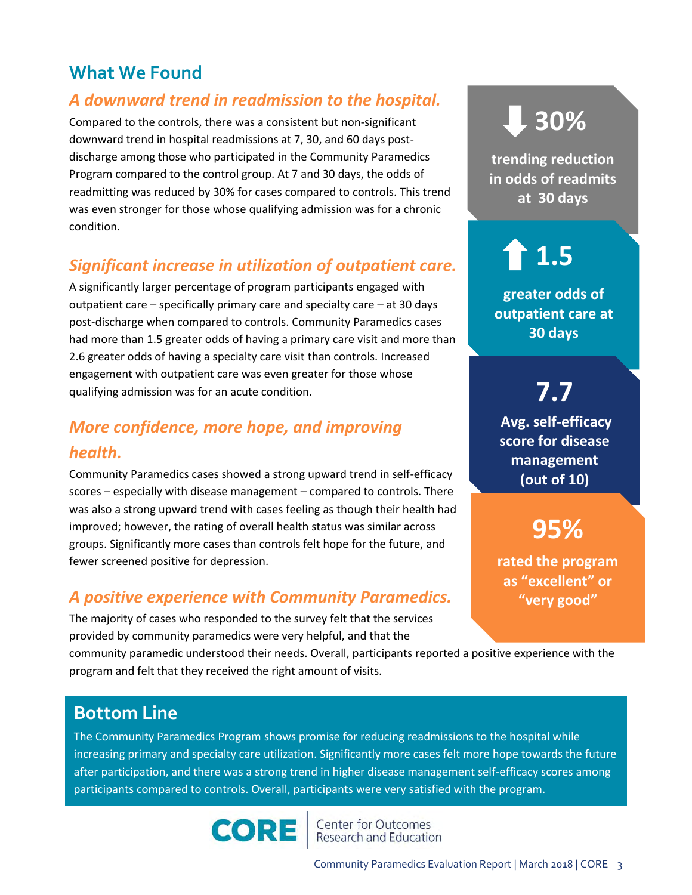## What We Found

### *A downward trend in readmission to the hospital.*

Compared to the controls, there was a consistent but non-significant downward trend in hospital readmissions at 7, 30, and 60 days post-discharge among those who participated in the Community Paramedics Program compared to the control group. At 7 and 30 days, the odds of readmitting was reduced by 30% for cases compared to controls. This trend was even stronger for those whose qualifying admission was for a chronic condition.

**↓ 30%**

**trending reduction in odds of readmits at 30 days**

### *Significant increase in utilization of outpatient care.*

A significantly larger percentage of program participants engaged with outpatient care – specifically primary care and specialty care – at 30 days post-discharge when compared to controls. Community Paramedics cases had more than 1.5 greater odds of having a primary care visit and more than 2.6 greater odds of having a specialty care visit than controls. Increased engagement with outpatient care was even greater for those whose qualifying admission was for an acute condition.

**↑ 1.5**

**greater odds of outpatient care at 30 days**

### *More confidence, more hope, and improving health.*

Community Paramedics cases showed a strong upward trend in self-efficacy scores – especially with disease management – compared to controls. There was also a strong upward trend with cases feeling as though their health had improved; however, the rating of overall health status was similar across groups. Significantly more cases than controls felt hope for the future, and fewer screened positive for depression.

**7.7**

**Avg. self-efficacy score for disease management (out of 10)**

### *A positive experience with Community Paramedics.*

The majority of cases who responded to the survey felt that the services provided by community paramedics were very helpful, and that the community paramedic understood their needs. Overall, participants reported a positive experience with the program and felt that they received the right amount of visits.

**95%**

**rated the program as "excellent" or "very good"**

## Bottom Line

The Community Paramedics Program shows promise for reducing readmissions to the hospital while increasing primary and specialty care utilization. Significantly more cases felt more hope towards the future after participation, and there was a strong trend in higher disease management self-efficacy scores among participants compared to controls. Overall, participants were very satisfied with the program.

CORE | Center for Outcomes Research and Education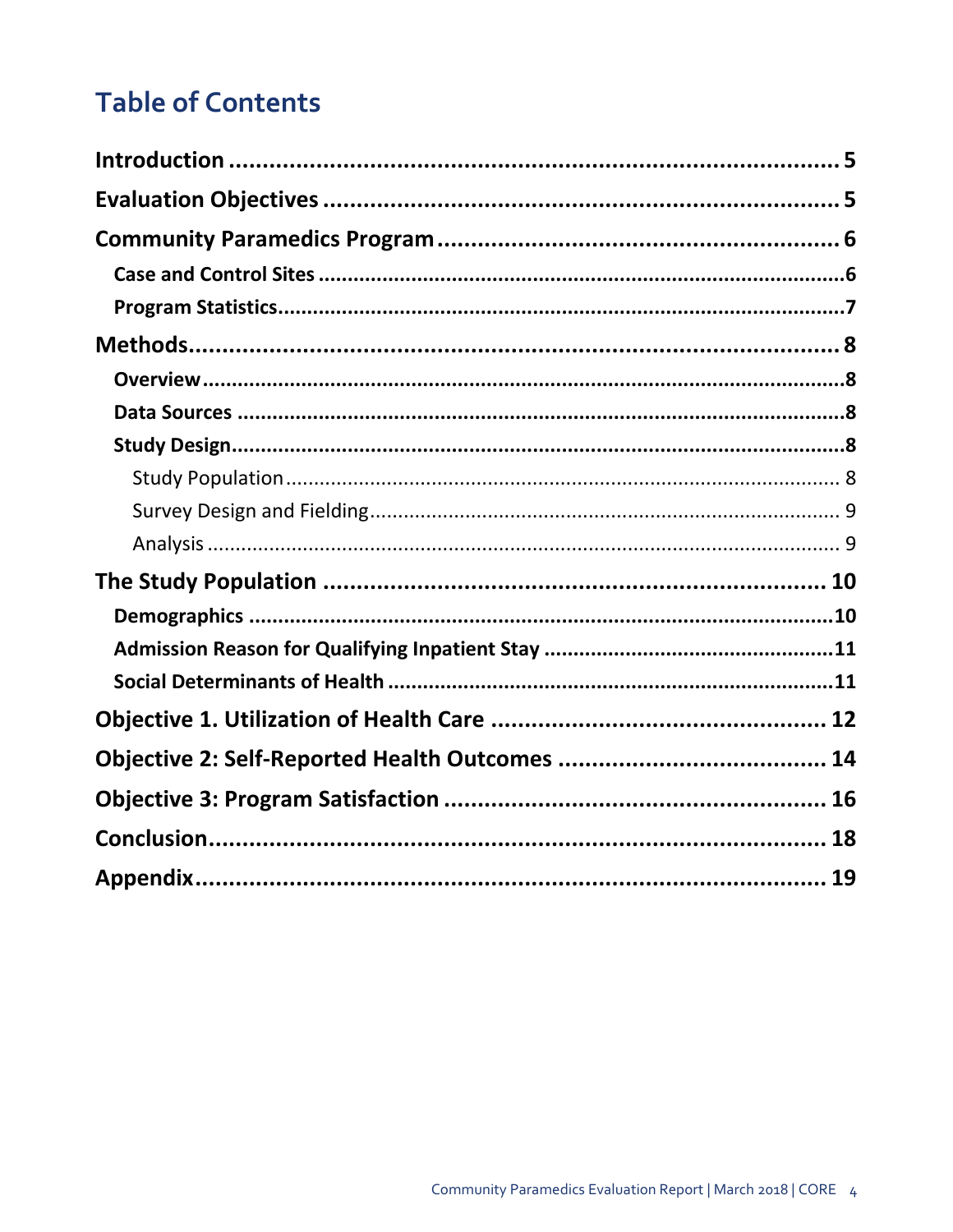# Table of Contents

**Introduction** ........................................................................ 5

**Evaluation Objectives** ........................................................ 5

**Community Paramedics Program** ........................................ 6

- **Case and Control Sites** ........................................................ 6
- **Program Statistics** ................................................................ 7

**Methods** ................................................................................ 8

- **Overview** ............................................................................. 8
- **Data Sources** ........................................................................ 8
- **Study Design** ........................................................................ 8
  - Study Population ................................................................. 8
  - Survey Design and Fielding .................................................. 9
  - Analysis .............................................................................. 9

**The Study Population** ........................................................ 10

- **Demographics** .................................................................... 10
- **Admission Reason for Qualifying Inpatient Stay** ..................... 11
- **Social Determinants of Health** ............................................ 11

**Objective 1. Utilization of Health Care** ................................ 12

**Objective 2: Self-Reported Health Outcomes** ....................... 14

**Objective 3: Program Satisfaction** ....................................... 16

**Conclusion** .......................................................................... 18

**Appendix** ............................................................................ 19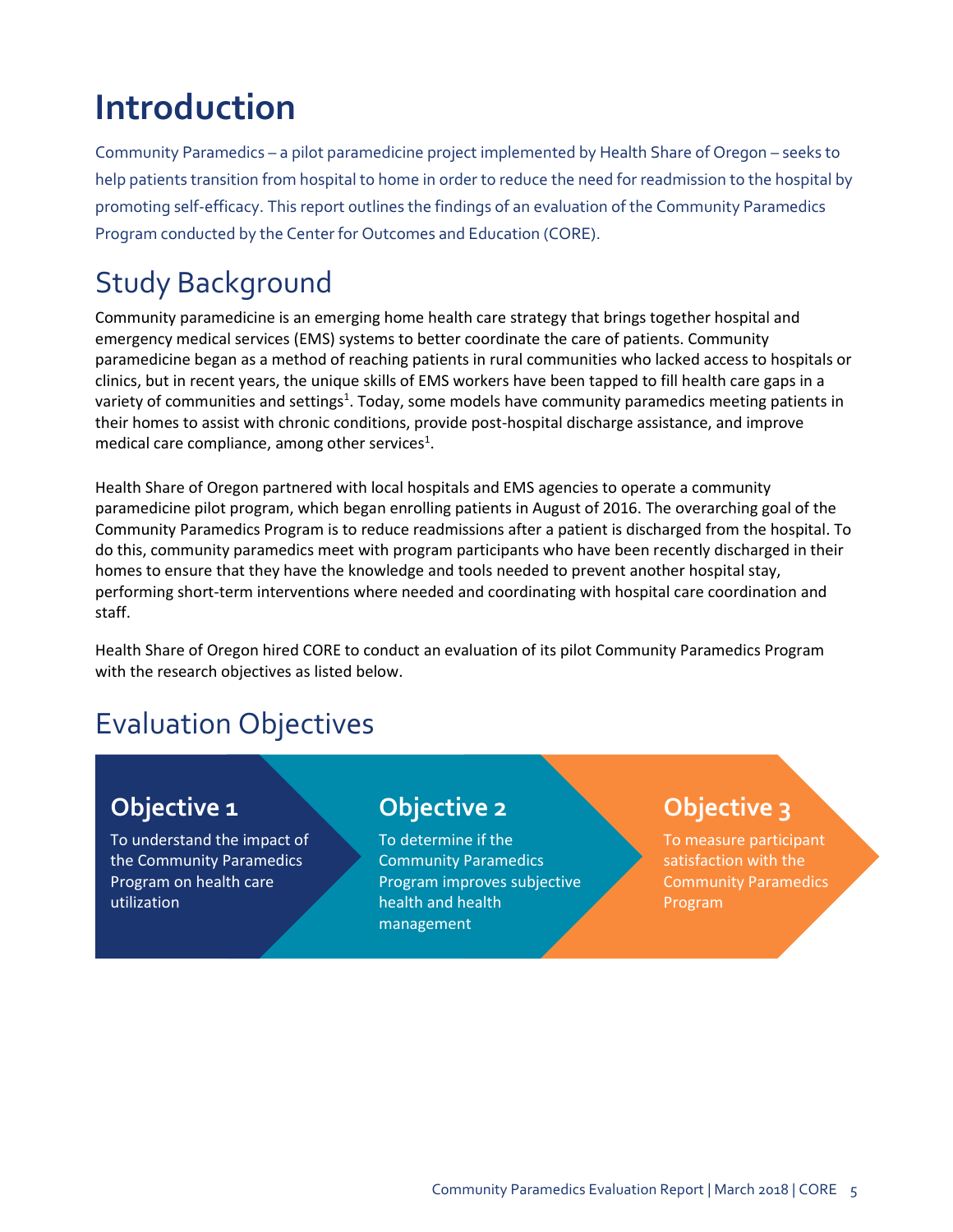# Introduction

Community Paramedics – a pilot paramedicine project implemented by Health Share of Oregon – seeks to help patients transition from hospital to home in order to reduce the need for readmission to the hospital by promoting self-efficacy. This report outlines the findings of an evaluation of the Community Paramedics Program conducted by the Center for Outcomes and Education (CORE).

## Study Background

Community paramedicine is an emerging home health care strategy that brings together hospital and emergency medical services (EMS) systems to better coordinate the care of patients. Community paramedicine began as a method of reaching patients in rural communities who lacked access to hospitals or clinics, but in recent years, the unique skills of EMS workers have been tapped to fill health care gaps in a variety of communities and settings[1]. Today, some models have community paramedics meeting patients in their homes to assist with chronic conditions, provide post-hospital discharge assistance, and improve medical care compliance, among other services[1].

Health Share of Oregon partnered with local hospitals and EMS agencies to operate a community paramedicine pilot program, which began enrolling patients in August of 2016. The overarching goal of the Community Paramedics Program is to reduce readmissions after a patient is discharged from the hospital. To do this, community paramedics meet with program participants who have been recently discharged in their homes to ensure that they have the knowledge and tools needed to prevent another hospital stay, performing short-term interventions where needed and coordinating with hospital care coordination and staff.

Health Share of Oregon hired CORE to conduct an evaluation of its pilot Community Paramedics Program with the research objectives as listed below.

## Evaluation Objectives

### Objective 1

To understand the impact of the Community Paramedics Program on health care utilization

### Objective 2

To determine if the Community Paramedics Program improves subjective health and health management

### Objective 3

To measure participant satisfaction with the Community Paramedics Program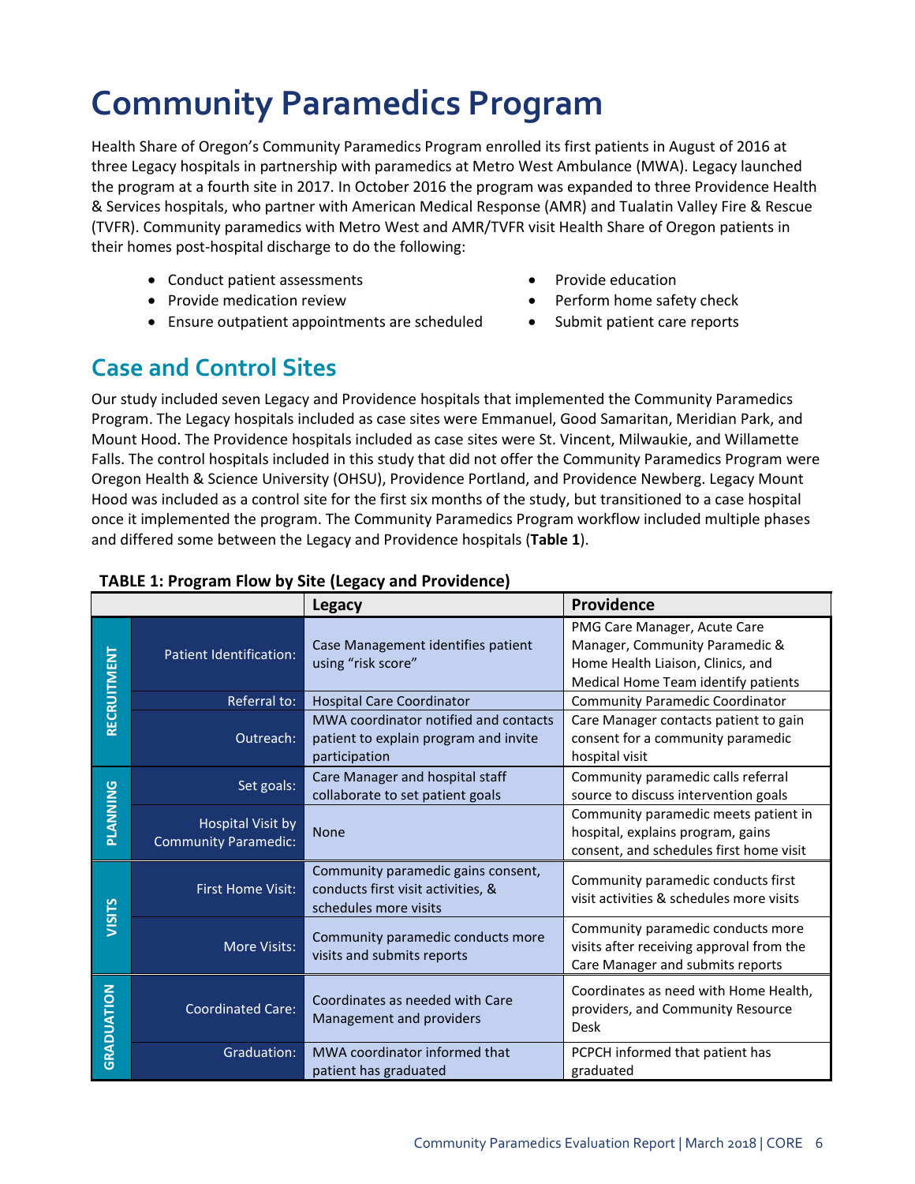# Community Paramedics Program

Health Share of Oregon's Community Paramedics Program enrolled its first patients in August of 2016 at three Legacy hospitals in partnership with paramedics at Metro West Ambulance (MWA). Legacy launched the program at a fourth site in 2017. In October 2016 the program was expanded to three Providence Health & Services hospitals, who partner with American Medical Response (AMR) and Tualatin Valley Fire & Rescue (TVFR). Community paramedics with Metro West and AMR/TVFR visit Health Share of Oregon patients in their homes post-hospital discharge to do the following:

- Conduct patient assessments
- Provide medication review
- Ensure outpatient appointments are scheduled
- Provide education
- Perform home safety check
- Submit patient care reports

## Case and Control Sites

Our study included seven Legacy and Providence hospitals that implemented the Community Paramedics Program. The Legacy hospitals included as case sites were Emmanuel, Good Samaritan, Meridian Park, and Mount Hood. The Providence hospitals included as case sites were St. Vincent, Milwaukie, and Willamette Falls. The control hospitals included in this study that did not offer the Community Paramedics Program were Oregon Health & Science University (OHSU), Providence Portland, and Providence Newberg. Legacy Mount Hood was included as a control site for the first six months of the study, but transitioned to a case hospital once it implemented the program. The Community Paramedics Program workflow included multiple phases and differed some between the Legacy and Providence hospitals (**Table 1**).

**TABLE 1: Program Flow by Site (Legacy and Providence)**

| | | Legacy | Providence |
|---|---|---|---|
| RECRUITMENT | Patient Identification: | Case Management identifies patient using "risk score" | PMG Care Manager, Acute Care Manager, Community Paramedic & Home Health Liaison, Clinics, and Medical Home Team identify patients |
| | Referral to: | Hospital Care Coordinator | Community Paramedic Coordinator |
| | Outreach: | MWA coordinator notified and contacts patient to explain program and invite participation | Care Manager contacts patient to gain consent for a community paramedic hospital visit |
| PLANNING | Set goals: | Care Manager and hospital staff collaborate to set patient goals | Community paramedic calls referral source to discuss intervention goals |
| | Hospital Visit by Community Paramedic: | None | Community paramedic meets patient in hospital, explains program, gains consent, and schedules first home visit |
| VISITS | First Home Visit: | Community paramedic gains consent, conducts first visit activities, & schedules more visits | Community paramedic conducts first visit activities & schedules more visits |
| | More Visits: | Community paramedic conducts more visits and submits reports | Community paramedic conducts more visits after receiving approval from the Care Manager and submits reports |
| GRADUATION | Coordinated Care: | Coordinates as needed with Care Management and providers | Coordinates as need with Home Health, providers, and Community Resource Desk |
| | Graduation: | MWA coordinator informed that patient has graduated | PCPCH informed that patient has graduated |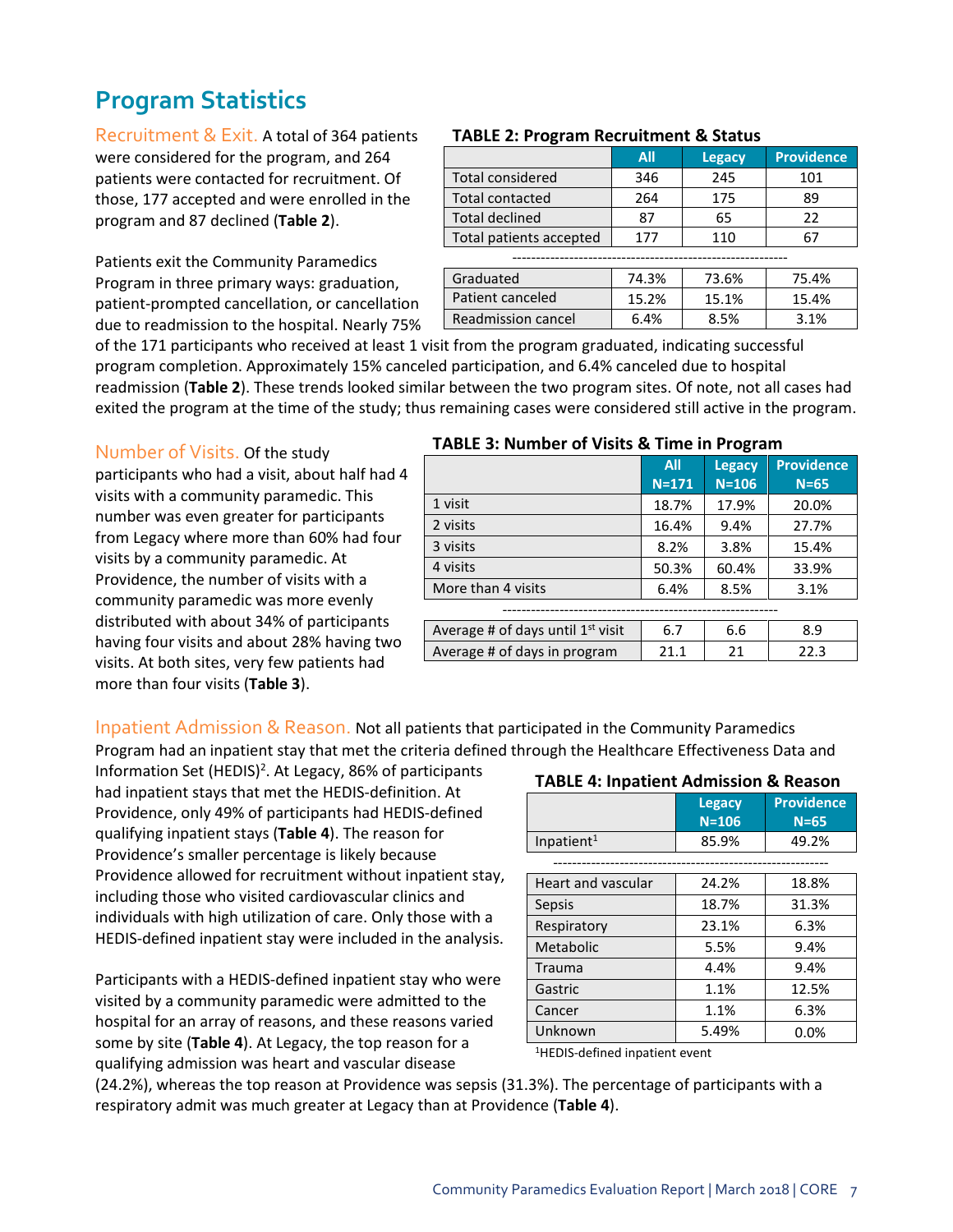## Program Statistics

Recruitment & Exit. A total of 364 patients were considered for the program, and 264 patients were contacted for recruitment. Of those, 177 accepted and were enrolled in the program and 87 declined (**Table 2**).

**TABLE 2: Program Recruitment & Status**

| | All | Legacy | Providence |
|---|---|---|---|
| Total considered | 346 | 245 | 101 |
| Total contacted | 264 | 175 | 89 |
| Total declined | 87 | 65 | 22 |
| Total patients accepted | 177 | 110 | 67 |
| Graduated | 74.3% | 73.6% | 75.4% |
| Patient canceled | 15.2% | 15.1% | 15.4% |
| Readmission cancel | 6.4% | 8.5% | 3.1% |

Patients exit the Community Paramedics Program in three primary ways: graduation, patient-prompted cancellation, or cancellation due to readmission to the hospital. Nearly 75% of the 171 participants who received at least 1 visit from the program graduated, indicating successful program completion. Approximately 15% canceled participation, and 6.4% canceled due to hospital readmission (**Table 2**). These trends looked similar between the two program sites. Of note, not all cases had exited the program at the time of the study; thus remaining cases were considered still active in the program.

Number of Visits. Of the study participants who had a visit, about half had 4 visits with a community paramedic. This number was even greater for participants from Legacy where more than 60% had four visits by a community paramedic. At Providence, the number of visits with a community paramedic was more evenly distributed with about 34% of participants having four visits and about 28% having two visits. At both sites, very few patients had more than four visits (**Table 3**).

**TABLE 3: Number of Visits & Time in Program**

| | All N=171 | Legacy N=106 | Providence N=65 |
|---|---|---|---|
| 1 visit | 18.7% | 17.9% | 20.0% |
| 2 visits | 16.4% | 9.4% | 27.7% |
| 3 visits | 8.2% | 3.8% | 15.4% |
| 4 visits | 50.3% | 60.4% | 33.9% |
| More than 4 visits | 6.4% | 8.5% | 3.1% |
| Average # of days until 1st visit | 6.7 | 6.6 | 8.9 |
| Average # of days in program | 21.1 | 21 | 22.3 |

Inpatient Admission & Reason. Not all patients that participated in the Community Paramedics Program had an inpatient stay that met the criteria defined through the Healthcare Effectiveness Data and Information Set (HEDIS)[2]. At Legacy, 86% of participants had inpatient stays that met the HEDIS-definition. At Providence, only 49% of participants had HEDIS-defined qualifying inpatient stays (**Table 4**). The reason for Providence's smaller percentage is likely because Providence allowed for recruitment without inpatient stay, including those who visited cardiovascular clinics and individuals with high utilization of care. Only those with a HEDIS-defined inpatient stay were included in the analysis.

**TABLE 4: Inpatient Admission & Reason**

| | Legacy N=106 | Providence N=65 |
|---|---|---|
| Inpatient[1] | 85.9% | 49.2% |
| Heart and vascular | 24.2% | 18.8% |
| Sepsis | 18.7% | 31.3% |
| Respiratory | 23.1% | 6.3% |
| Metabolic | 5.5% | 9.4% |
| Trauma | 4.4% | 9.4% |
| Gastric | 1.1% | 12.5% |
| Cancer | 1.1% | 6.3% |
| Unknown | 5.49% | 0.0% |

[1]HEDIS-defined inpatient event

Participants with a HEDIS-defined inpatient stay who were visited by a community paramedic were admitted to the hospital for an array of reasons, and these reasons varied some by site (**Table 4**). At Legacy, the top reason for a qualifying admission was heart and vascular disease (24.2%), whereas the top reason at Providence was sepsis (31.3%). The percentage of participants with a respiratory admit was much greater at Legacy than at Providence (**Table 4**).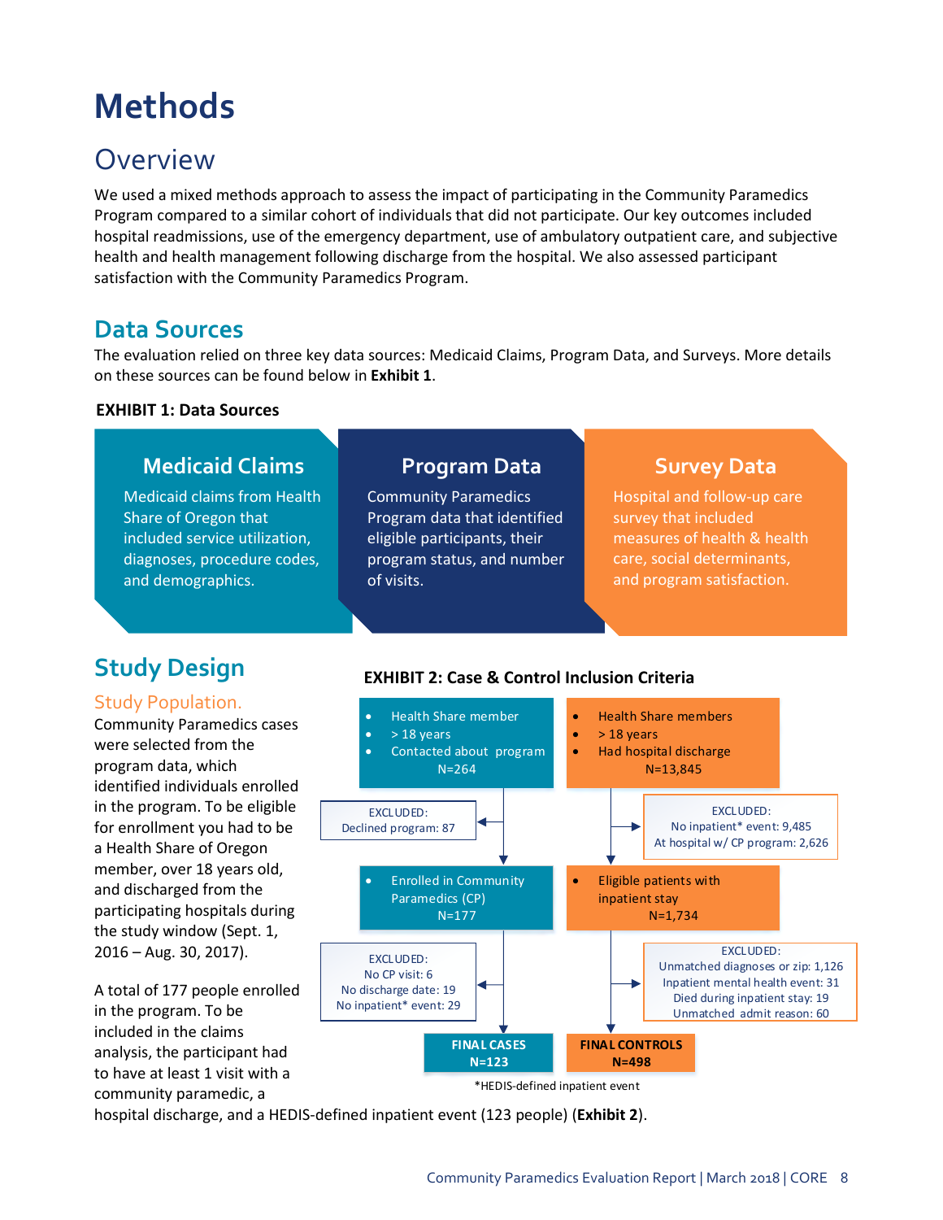# Methods

## Overview

We used a mixed methods approach to assess the impact of participating in the Community Paramedics Program compared to a similar cohort of individuals that did not participate. Our key outcomes included hospital readmissions, use of the emergency department, use of ambulatory outpatient care, and subjective health and health management following discharge from the hospital. We also assessed participant satisfaction with the Community Paramedics Program.

## Data Sources

The evaluation relied on three key data sources: Medicaid Claims, Program Data, and Surveys. More details on these sources can be found below in **Exhibit 1**.

**EXHIBIT 1: Data Sources**

**Medicaid Claims**
Medicaid claims from Health Share of Oregon that included service utilization, diagnoses, procedure codes, and demographics.

**Program Data**
Community Paramedics Program data that identified eligible participants, their program status, and number of visits.

**Survey Data**
Hospital and follow-up care survey that included measures of health & health care, social determinants, and program satisfaction.

## Study Design

### Study Population.

Community Paramedics cases were selected from the program data, which identified individuals enrolled in the program. To be eligible for enrollment you had to be a Health Share of Oregon member, over 18 years old, and discharged from the participating hospitals during the study window (Sept. 1, 2016 – Aug. 30, 2017).

A total of 177 people enrolled in the program. To be included in the claims analysis, the participant had to have at least 1 visit with a community paramedic, a hospital discharge, and a HEDIS-defined inpatient event (123 people) (**Exhibit 2**).

**EXHIBIT 2: Case & Control Inclusion Criteria**

**Cases**

- Health Share member
- > 18 years
- Contacted about program

N=264

EXCLUDED: Declined program: 87

- Enrolled in Community Paramedics (CP)

N=177

EXCLUDED:
No CP visit: 6
No discharge date: 19
No inpatient* event: 29

**FINAL CASES N=123**

**Controls**

- Health Share members
- > 18 years
- Had hospital discharge

N=13,845

EXCLUDED:
No inpatient* event: 9,485
At hospital w/ CP program: 2,626

- Eligible patients with inpatient stay

N=1,734

EXCLUDED:
Unmatched diagnoses or zip: 1,126
Inpatient mental health event: 31
Died during inpatient stay: 19
Unmatched admit reason: 60

**FINAL CONTROLS N=498**

*HEDIS-defined inpatient event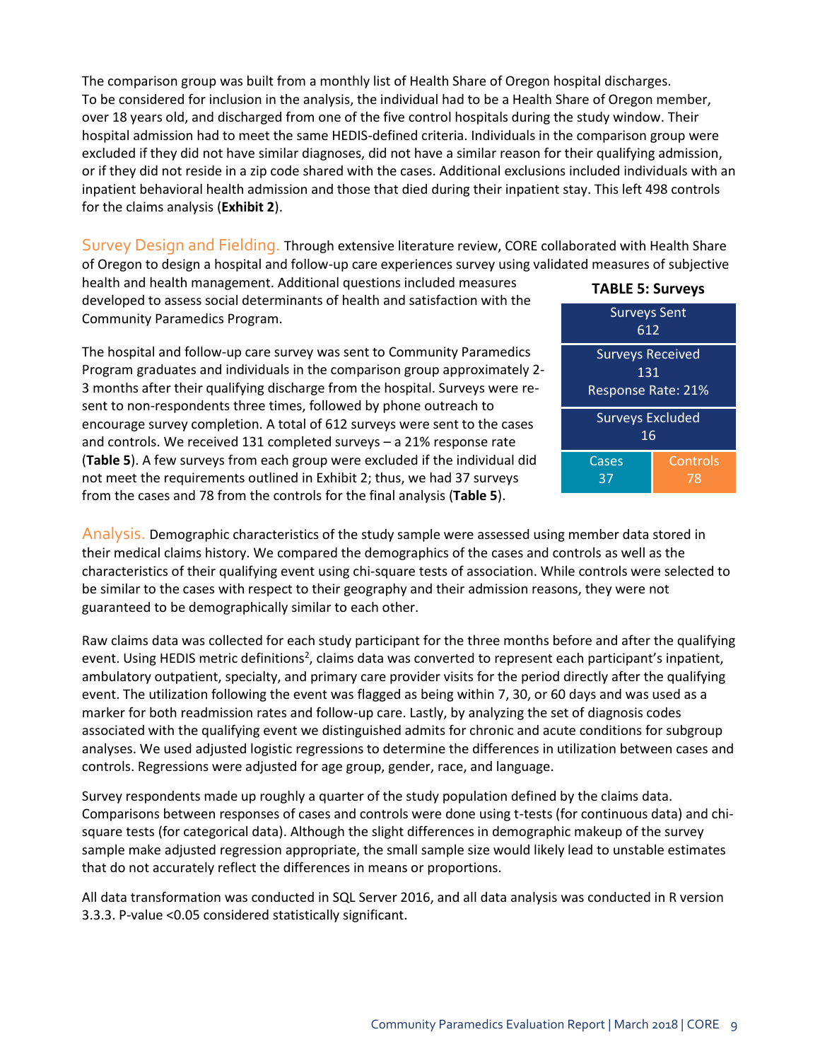The comparison group was built from a monthly list of Health Share of Oregon hospital discharges. To be considered for inclusion in the analysis, the individual had to be a Health Share of Oregon member, over 18 years old, and discharged from one of the five control hospitals during the study window. Their hospital admission had to meet the same HEDIS-defined criteria. Individuals in the comparison group were excluded if they did not have similar diagnoses, did not have a similar reason for their qualifying admission, or if they did not reside in a zip code shared with the cases. Additional exclusions included individuals with an inpatient behavioral health admission and those that died during their inpatient stay. This left 498 controls for the claims analysis (**Exhibit 2**).

**Survey Design and Fielding.** Through extensive literature review, CORE collaborated with Health Share of Oregon to design a hospital and follow-up care experiences survey using validated measures of subjective health and health management. Additional questions included measures developed to assess social determinants of health and satisfaction with the Community Paramedics Program.

The hospital and follow-up care survey was sent to Community Paramedics Program graduates and individuals in the comparison group approximately 2-3 months after their qualifying discharge from the hospital. Surveys were re-sent to non-respondents three times, followed by phone outreach to encourage survey completion. A total of 612 surveys were sent to the cases and controls. We received 131 completed surveys – a 21% response rate (**Table 5**). A few surveys from each group were excluded if the individual did not meet the requirements outlined in Exhibit 2; thus, we had 37 surveys from the cases and 78 from the controls for the final analysis (**Table 5**).

**TABLE 5: Surveys**

| Surveys Sent | |
|---|---|
| 612 | |
| Surveys Received 131 Response Rate: 21% | |
| Surveys Excluded 16 | |
| Cases 37 | Controls 78 |

**Analysis.** Demographic characteristics of the study sample were assessed using member data stored in their medical claims history. We compared the demographics of the cases and controls as well as the characteristics of their qualifying event using chi-square tests of association. While controls were selected to be similar to the cases with respect to their geography and their admission reasons, they were not guaranteed to be demographically similar to each other.

Raw claims data was collected for each study participant for the three months before and after the qualifying event. Using HEDIS metric definitions[2], claims data was converted to represent each participant's inpatient, ambulatory outpatient, specialty, and primary care provider visits for the period directly after the qualifying event. The utilization following the event was flagged as being within 7, 30, or 60 days and was used as a marker for both readmission rates and follow-up care. Lastly, by analyzing the set of diagnosis codes associated with the qualifying event we distinguished admits for chronic and acute conditions for subgroup analyses. We used adjusted logistic regressions to determine the differences in utilization between cases and controls. Regressions were adjusted for age group, gender, race, and language.

Survey respondents made up roughly a quarter of the study population defined by the claims data. Comparisons between responses of cases and controls were done using t-tests (for continuous data) and chi-square tests (for categorical data). Although the slight differences in demographic makeup of the survey sample make adjusted regression appropriate, the small sample size would likely lead to unstable estimates that do not accurately reflect the differences in means or proportions.

All data transformation was conducted in SQL Server 2016, and all data analysis was conducted in R version 3.3.3. P-value <0.05 considered statistically significant.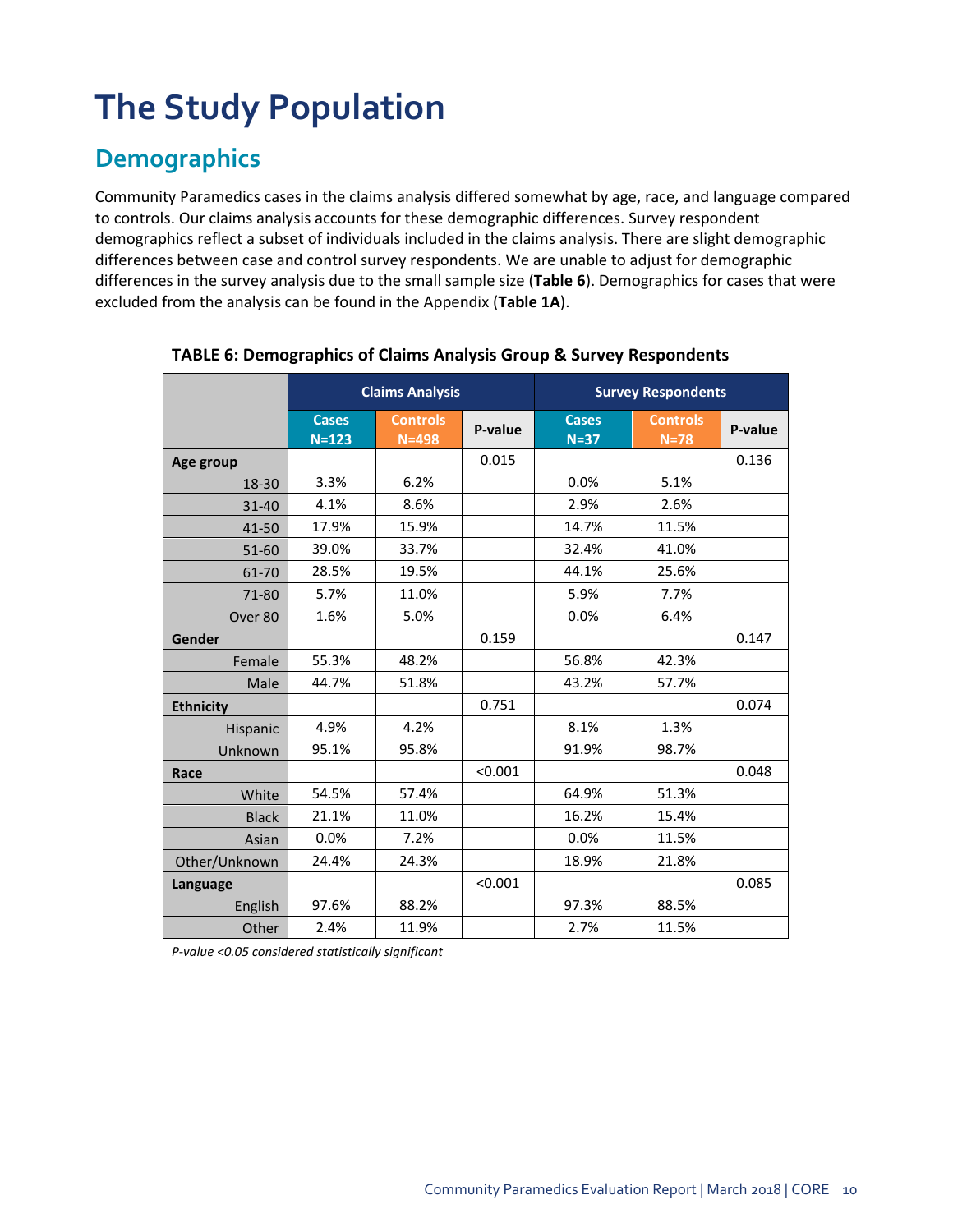# The Study Population

## Demographics

Community Paramedics cases in the claims analysis differed somewhat by age, race, and language compared to controls. Our claims analysis accounts for these demographic differences. Survey respondent demographics reflect a subset of individuals included in the claims analysis. There are slight demographic differences between case and control survey respondents. We are unable to adjust for demographic differences in the survey analysis due to the small sample size (**Table 6**). Demographics for cases that were excluded from the analysis can be found in the Appendix (**Table 1A**).

**TABLE 6: Demographics of Claims Analysis Group & Survey Respondents**

| | Claims Analysis | | | Survey Respondents | | |
|---|---|---|---|---|---|---|
| | Cases N=123 | Controls N=498 | P-value | Cases N=37 | Controls N=78 | P-value |
| **Age group** | | | 0.015 | | | 0.136 |
| 18-30 | 3.3% | 6.2% | | 0.0% | 5.1% | |
| 31-40 | 4.1% | 8.6% | | 2.9% | 2.6% | |
| 41-50 | 17.9% | 15.9% | | 14.7% | 11.5% | |
| 51-60 | 39.0% | 33.7% | | 32.4% | 41.0% | |
| 61-70 | 28.5% | 19.5% | | 44.1% | 25.6% | |
| 71-80 | 5.7% | 11.0% | | 5.9% | 7.7% | |
| Over 80 | 1.6% | 5.0% | | 0.0% | 6.4% | |
| **Gender** | | | 0.159 | | | 0.147 |
| Female | 55.3% | 48.2% | | 56.8% | 42.3% | |
| Male | 44.7% | 51.8% | | 43.2% | 57.7% | |
| **Ethnicity** | | | 0.751 | | | 0.074 |
| Hispanic | 4.9% | 4.2% | | 8.1% | 1.3% | |
| Unknown | 95.1% | 95.8% | | 91.9% | 98.7% | |
| **Race** | | | <0.001 | | | 0.048 |
| White | 54.5% | 57.4% | | 64.9% | 51.3% | |
| Black | 21.1% | 11.0% | | 16.2% | 15.4% | |
| Asian | 0.0% | 7.2% | | 0.0% | 11.5% | |
| Other/Unknown | 24.4% | 24.3% | | 18.9% | 21.8% | |
| **Language** | | | <0.001 | | | 0.085 |
| English | 97.6% | 88.2% | | 97.3% | 88.5% | |
| Other | 2.4% | 11.9% | | 2.7% | 11.5% | |

*P-value <0.05 considered statistically significant*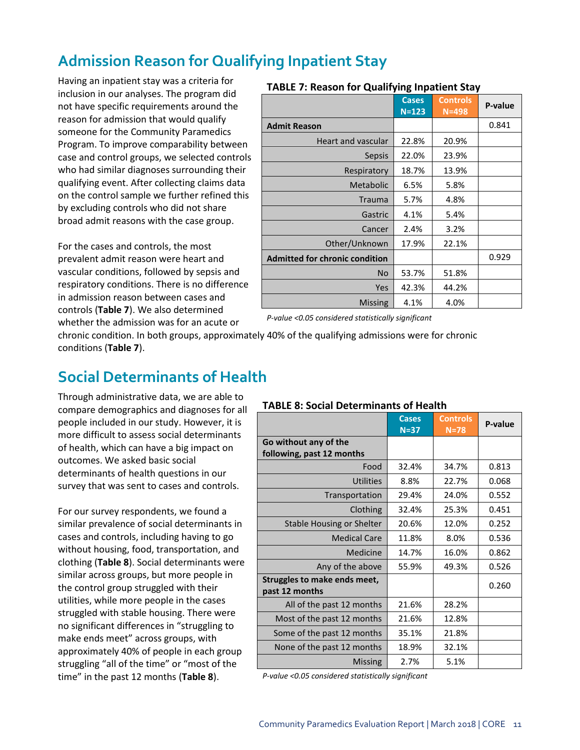## Admission Reason for Qualifying Inpatient Stay

Having an inpatient stay was a criteria for inclusion in our analyses. The program did not have specific requirements around the reason for admission that would qualify someone for the Community Paramedics Program. To improve comparability between case and control groups, we selected controls who had similar diagnoses surrounding their qualifying event. After collecting claims data on the control sample we further refined this by excluding controls who did not share broad admit reasons with the case group.

For the cases and controls, the most prevalent admit reason were heart and vascular conditions, followed by sepsis and respiratory conditions. There is no difference in admission reason between cases and controls (**Table 7**). We also determined whether the admission was for an acute or chronic condition. In both groups, approximately 40% of the qualifying admissions were for chronic conditions (**Table 7**).

**TABLE 7: Reason for Qualifying Inpatient Stay**

| | Cases N=123 | Controls N=498 | P-value |
|---|---|---|---|
| **Admit Reason** | | | 0.841 |
| Heart and vascular | 22.8% | 20.9% | |
| Sepsis | 22.0% | 23.9% | |
| Respiratory | 18.7% | 13.9% | |
| Metabolic | 6.5% | 5.8% | |
| Trauma | 5.7% | 4.8% | |
| Gastric | 4.1% | 5.4% | |
| Cancer | 2.4% | 3.2% | |
| Other/Unknown | 17.9% | 22.1% | |
| **Admitted for chronic condition** | | | 0.929 |
| No | 53.7% | 51.8% | |
| Yes | 42.3% | 44.2% | |
| Missing | 4.1% | 4.0% | |

*P-value <0.05 considered statistically significant*

## Social Determinants of Health

Through administrative data, we are able to compare demographics and diagnoses for all people included in our study. However, it is more difficult to assess social determinants of health, which can have a big impact on outcomes. We asked basic social determinants of health questions in our survey that was sent to cases and controls.

For our survey respondents, we found a similar prevalence of social determinants in cases and controls, including having to go without housing, food, transportation, and clothing (**Table 8**). Social determinants were similar across groups, but more people in the control group struggled with their utilities, while more people in the cases struggled with stable housing. There were no significant differences in "struggling to make ends meet" across groups, with approximately 40% of people in each group struggling "all of the time" or "most of the time" in the past 12 months (**Table 8**).

**TABLE 8: Social Determinants of Health**

| | Cases N=37 | Controls N=78 | P-value |
|---|---|---|---|
| **Go without any of the following, past 12 months** | | | |
| Food | 32.4% | 34.7% | 0.813 |
| Utilities | 8.8% | 22.7% | 0.068 |
| Transportation | 29.4% | 24.0% | 0.552 |
| Clothing | 32.4% | 25.3% | 0.451 |
| Stable Housing or Shelter | 20.6% | 12.0% | 0.252 |
| Medical Care | 11.8% | 8.0% | 0.536 |
| Medicine | 14.7% | 16.0% | 0.862 |
| Any of the above | 55.9% | 49.3% | 0.526 |
| **Struggles to make ends meet, past 12 months** | | | 0.260 |
| All of the past 12 months | 21.6% | 28.2% | |
| Most of the past 12 months | 21.6% | 12.8% | |
| Some of the past 12 months | 35.1% | 21.8% | |
| None of the past 12 months | 18.9% | 32.1% | |
| Missing | 2.7% | 5.1% | |

*P-value <0.05 considered statistically significant*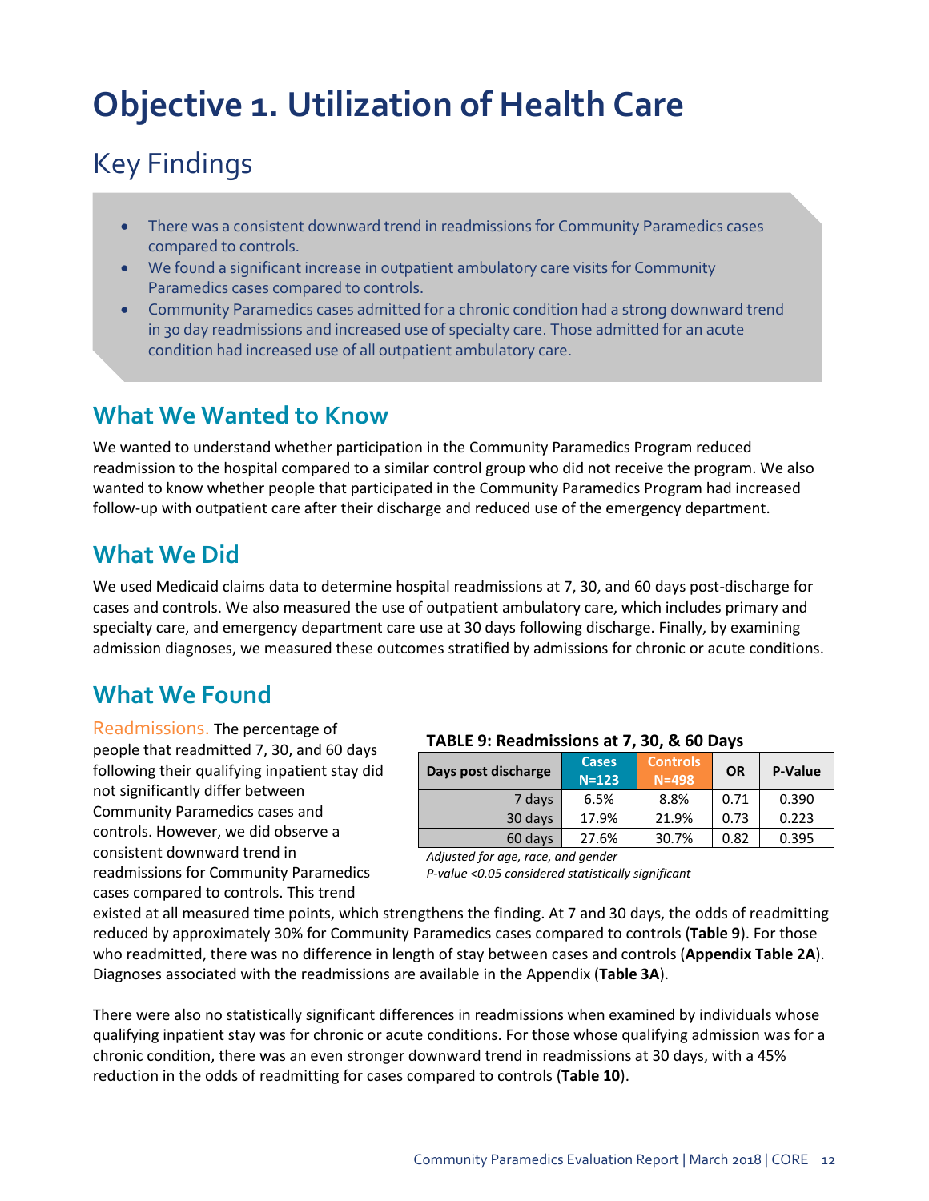# Objective 1. Utilization of Health Care

## Key Findings

- There was a consistent downward trend in readmissions for Community Paramedics cases compared to controls.
- We found a significant increase in outpatient ambulatory care visits for Community Paramedics cases compared to controls.
- Community Paramedics cases admitted for a chronic condition had a strong downward trend in 30 day readmissions and increased use of specialty care. Those admitted for an acute condition had increased use of all outpatient ambulatory care.

## What We Wanted to Know

We wanted to understand whether participation in the Community Paramedics Program reduced readmission to the hospital compared to a similar control group who did not receive the program. We also wanted to know whether people that participated in the Community Paramedics Program had increased follow-up with outpatient care after their discharge and reduced use of the emergency department.

## What We Did

We used Medicaid claims data to determine hospital readmissions at 7, 30, and 60 days post-discharge for cases and controls. We also measured the use of outpatient ambulatory care, which includes primary and specialty care, and emergency department care use at 30 days following discharge. Finally, by examining admission diagnoses, we measured these outcomes stratified by admissions for chronic or acute conditions.

## What We Found

Readmissions. The percentage of people that readmitted 7, 30, and 60 days following their qualifying inpatient stay did not significantly differ between Community Paramedics cases and controls. However, we did observe a consistent downward trend in readmissions for Community Paramedics cases compared to controls. This trend existed at all measured time points, which strengthens the finding. At 7 and 30 days, the odds of readmitting reduced by approximately 30% for Community Paramedics cases compared to controls (**Table 9**). For those who readmitted, there was no difference in length of stay between cases and controls (**Appendix Table 2A**). Diagnoses associated with the readmissions are available in the Appendix (**Table 3A**).

**TABLE 9: Readmissions at 7, 30, & 60 Days**

| Days post discharge | Cases N=123 | Controls N=498 | OR | P-Value |
|---|---|---|---|---|
| 7 days | 6.5% | 8.8% | 0.71 | 0.390 |
| 30 days | 17.9% | 21.9% | 0.73 | 0.223 |
| 60 days | 27.6% | 30.7% | 0.82 | 0.395 |

*Adjusted for age, race, and gender*
*P-value <0.05 considered statistically significant*

There were also no statistically significant differences in readmissions when examined by individuals whose qualifying inpatient stay was for chronic or acute conditions. For those whose qualifying admission was for a chronic condition, there was an even stronger downward trend in readmissions at 30 days, with a 45% reduction in the odds of readmitting for cases compared to controls (**Table 10**).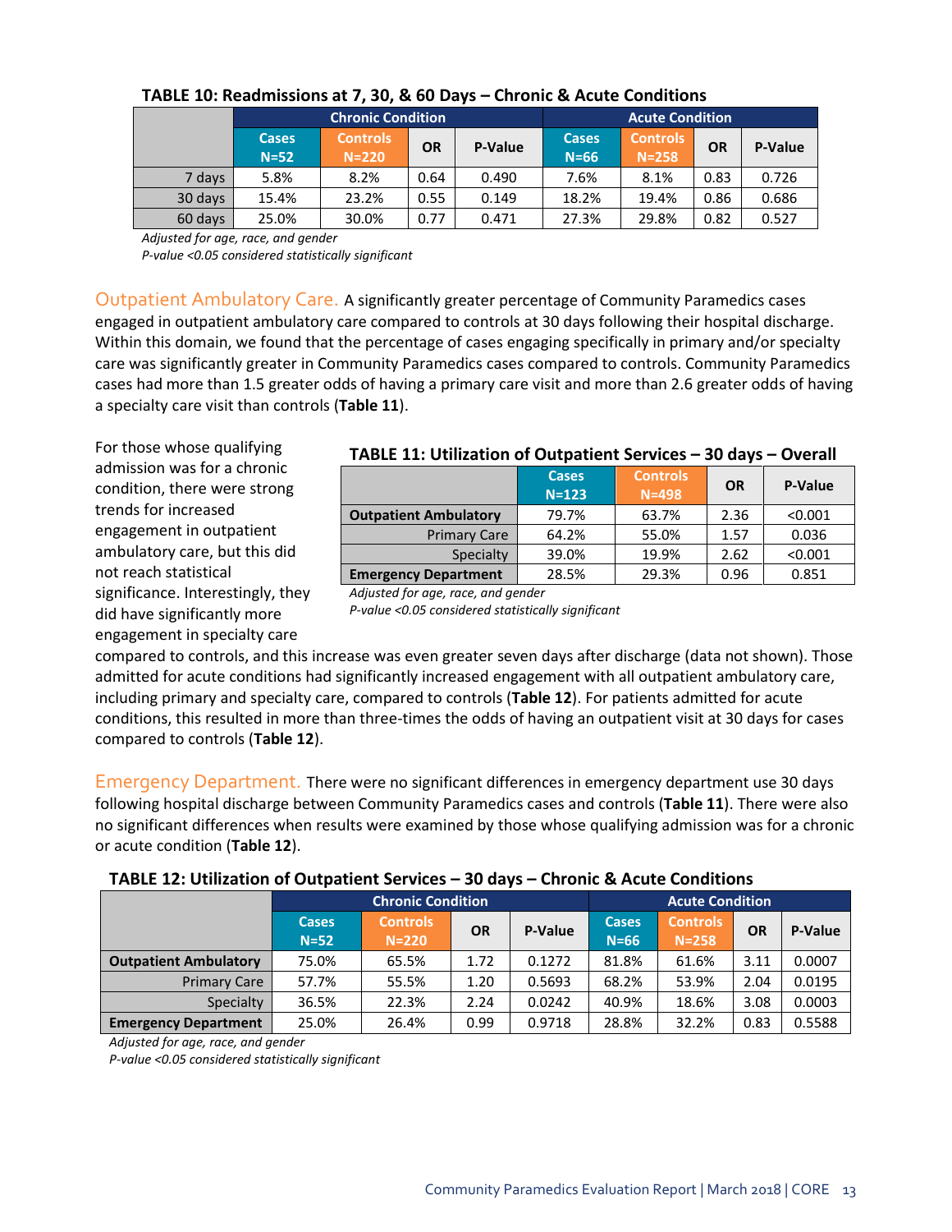**TABLE 10: Readmissions at 7, 30, & 60 Days – Chronic & Acute Conditions**

| | Chronic Condition | | | | Acute Condition | | | |
|---|---|---|---|---|---|---|---|---|
| | Cases N=52 | Controls N=220 | OR | P-Value | Cases N=66 | Controls N=258 | OR | P-Value |
| 7 days | 5.8% | 8.2% | 0.64 | 0.490 | 7.6% | 8.1% | 0.83 | 0.726 |
| 30 days | 15.4% | 23.2% | 0.55 | 0.149 | 18.2% | 19.4% | 0.86 | 0.686 |
| 60 days | 25.0% | 30.0% | 0.77 | 0.471 | 27.3% | 29.8% | 0.82 | 0.527 |

*Adjusted for age, race, and gender*
*P-value <0.05 considered statistically significant*

## Outpatient Ambulatory Care.

A significantly greater percentage of Community Paramedics cases engaged in outpatient ambulatory care compared to controls at 30 days following their hospital discharge. Within this domain, we found that the percentage of cases engaging specifically in primary and/or specialty care was significantly greater in Community Paramedics cases compared to controls. Community Paramedics cases had more than 1.5 greater odds of having a primary care visit and more than 2.6 greater odds of having a specialty care visit than controls (**Table 11**).

**TABLE 11: Utilization of Outpatient Services – 30 days – Overall**

| | Cases N=123 | Controls N=498 | OR | P-Value |
|---|---|---|---|---|
| **Outpatient Ambulatory** | 79.7% | 63.7% | 2.36 | <0.001 |
| Primary Care | 64.2% | 55.0% | 1.57 | 0.036 |
| Specialty | 39.0% | 19.9% | 2.62 | <0.001 |
| **Emergency Department** | 28.5% | 29.3% | 0.96 | 0.851 |

*Adjusted for age, race, and gender*
*P-value <0.05 considered statistically significant*

For those whose qualifying admission was for a chronic condition, there were strong trends for increased engagement in outpatient ambulatory care, but this did not reach statistical significance. Interestingly, they did have significantly more engagement in specialty care compared to controls, and this increase was even greater seven days after discharge (data not shown). Those admitted for acute conditions had significantly increased engagement with all outpatient ambulatory care, including primary and specialty care, compared to controls (**Table 12**). For patients admitted for acute conditions, this resulted in more than three-times the odds of having an outpatient visit at 30 days for cases compared to controls (**Table 12**).

## Emergency Department.

There were no significant differences in emergency department use 30 days following hospital discharge between Community Paramedics cases and controls (**Table 11**). There were also no significant differences when results were examined by those whose qualifying admission was for a chronic or acute condition (**Table 12**).

**TABLE 12: Utilization of Outpatient Services – 30 days – Chronic & Acute Conditions**

| | Chronic Condition | | | | Acute Condition | | | |
|---|---|---|---|---|---|---|---|---|
| | Cases N=52 | Controls N=220 | OR | P-Value | Cases N=66 | Controls N=258 | OR | P-Value |
| **Outpatient Ambulatory** | 75.0% | 65.5% | 1.72 | 0.1272 | 81.8% | 61.6% | 3.11 | 0.0007 |
| Primary Care | 57.7% | 55.5% | 1.20 | 0.5693 | 68.2% | 53.9% | 2.04 | 0.0195 |
| Specialty | 36.5% | 22.3% | 2.24 | 0.0242 | 40.9% | 18.6% | 3.08 | 0.0003 |
| **Emergency Department** | 25.0% | 26.4% | 0.99 | 0.9718 | 28.8% | 32.2% | 0.83 | 0.5588 |

*Adjusted for age, race, and gender*
*P-value <0.05 considered statistically significant*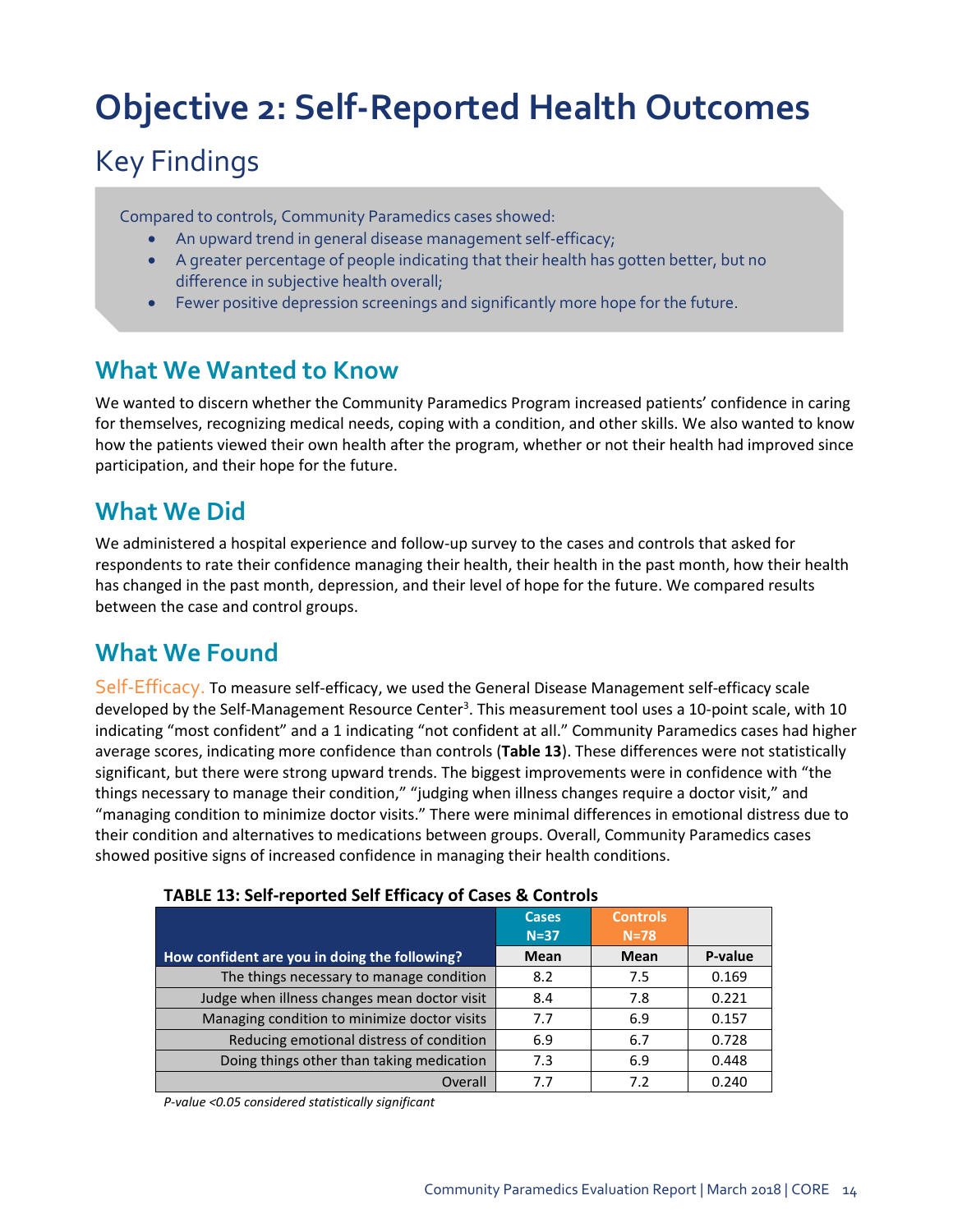# Objective 2: Self-Reported Health Outcomes

## Key Findings

Compared to controls, Community Paramedics cases showed:

- An upward trend in general disease management self-efficacy;
- A greater percentage of people indicating that their health has gotten better, but no difference in subjective health overall;
- Fewer positive depression screenings and significantly more hope for the future.

## What We Wanted to Know

We wanted to discern whether the Community Paramedics Program increased patients' confidence in caring for themselves, recognizing medical needs, coping with a condition, and other skills. We also wanted to know how the patients viewed their own health after the program, whether or not their health had improved since participation, and their hope for the future.

## What We Did

We administered a hospital experience and follow-up survey to the cases and controls that asked for respondents to rate their confidence managing their health, their health in the past month, how their health has changed in the past month, depression, and their level of hope for the future. We compared results between the case and control groups.

## What We Found

Self-Efficacy. To measure self-efficacy, we used the General Disease Management self-efficacy scale developed by the Self-Management Resource Center[3]. This measurement tool uses a 10-point scale, with 10 indicating "most confident" and a 1 indicating "not confident at all." Community Paramedics cases had higher average scores, indicating more confidence than controls (**Table 13**). These differences were not statistically significant, but there were strong upward trends. The biggest improvements were in confidence with "the things necessary to manage their condition," "judging when illness changes require a doctor visit," and "managing condition to minimize doctor visits." There were minimal differences in emotional distress due to their condition and alternatives to medications between groups. Overall, Community Paramedics cases showed positive signs of increased confidence in managing their health conditions.

**TABLE 13: Self-reported Self Efficacy of Cases & Controls**

| | Cases N=37 | Controls N=78 | |
|---|---|---|---|
| **How confident are you in doing the following?** | **Mean** | **Mean** | **P-value** |
| The things necessary to manage condition | 8.2 | 7.5 | 0.169 |
| Judge when illness changes mean doctor visit | 8.4 | 7.8 | 0.221 |
| Managing condition to minimize doctor visits | 7.7 | 6.9 | 0.157 |
| Reducing emotional distress of condition | 6.9 | 6.7 | 0.728 |
| Doing things other than taking medication | 7.3 | 6.9 | 0.448 |
| Overall | 7.7 | 7.2 | 0.240 |

*P-value <0.05 considered statistically significant*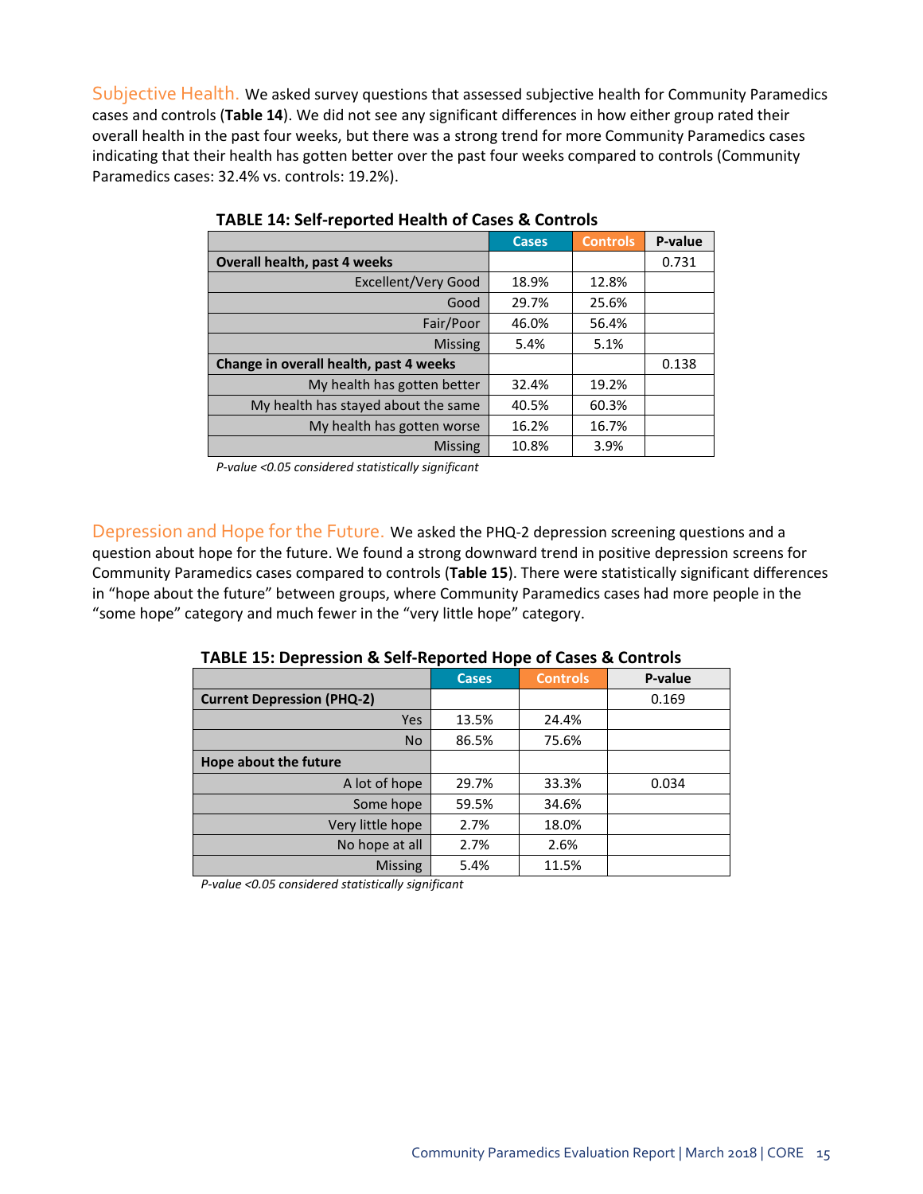**Subjective Health.** We asked survey questions that assessed subjective health for Community Paramedics cases and controls (**Table 14**). We did not see any significant differences in how either group rated their overall health in the past four weeks, but there was a strong trend for more Community Paramedics cases indicating that their health has gotten better over the past four weeks compared to controls (Community Paramedics cases: 32.4% vs. controls: 19.2%).

**TABLE 14: Self-reported Health of Cases & Controls**

| | Cases | Controls | P-value |
|---|---|---|---|
| **Overall health, past 4 weeks** | | | 0.731 |
| Excellent/Very Good | 18.9% | 12.8% | |
| Good | 29.7% | 25.6% | |
| Fair/Poor | 46.0% | 56.4% | |
| Missing | 5.4% | 5.1% | |
| **Change in overall health, past 4 weeks** | | | 0.138 |
| My health has gotten better | 32.4% | 19.2% | |
| My health has stayed about the same | 40.5% | 60.3% | |
| My health has gotten worse | 16.2% | 16.7% | |
| Missing | 10.8% | 3.9% | |

*P-value <0.05 considered statistically significant*

**Depression and Hope for the Future.** We asked the PHQ-2 depression screening questions and a question about hope for the future. We found a strong downward trend in positive depression screens for Community Paramedics cases compared to controls (**Table 15**). There were statistically significant differences in "hope about the future" between groups, where Community Paramedics cases had more people in the "some hope" category and much fewer in the "very little hope" category.

**TABLE 15: Depression & Self-Reported Hope of Cases & Controls**

| | Cases | Controls | P-value |
|---|---|---|---|
| **Current Depression (PHQ-2)** | | | 0.169 |
| Yes | 13.5% | 24.4% | |
| No | 86.5% | 75.6% | |
| **Hope about the future** | | | |
| A lot of hope | 29.7% | 33.3% | 0.034 |
| Some hope | 59.5% | 34.6% | |
| Very little hope | 2.7% | 18.0% | |
| No hope at all | 2.7% | 2.6% | |
| Missing | 5.4% | 11.5% | |

*P-value <0.05 considered statistically significant*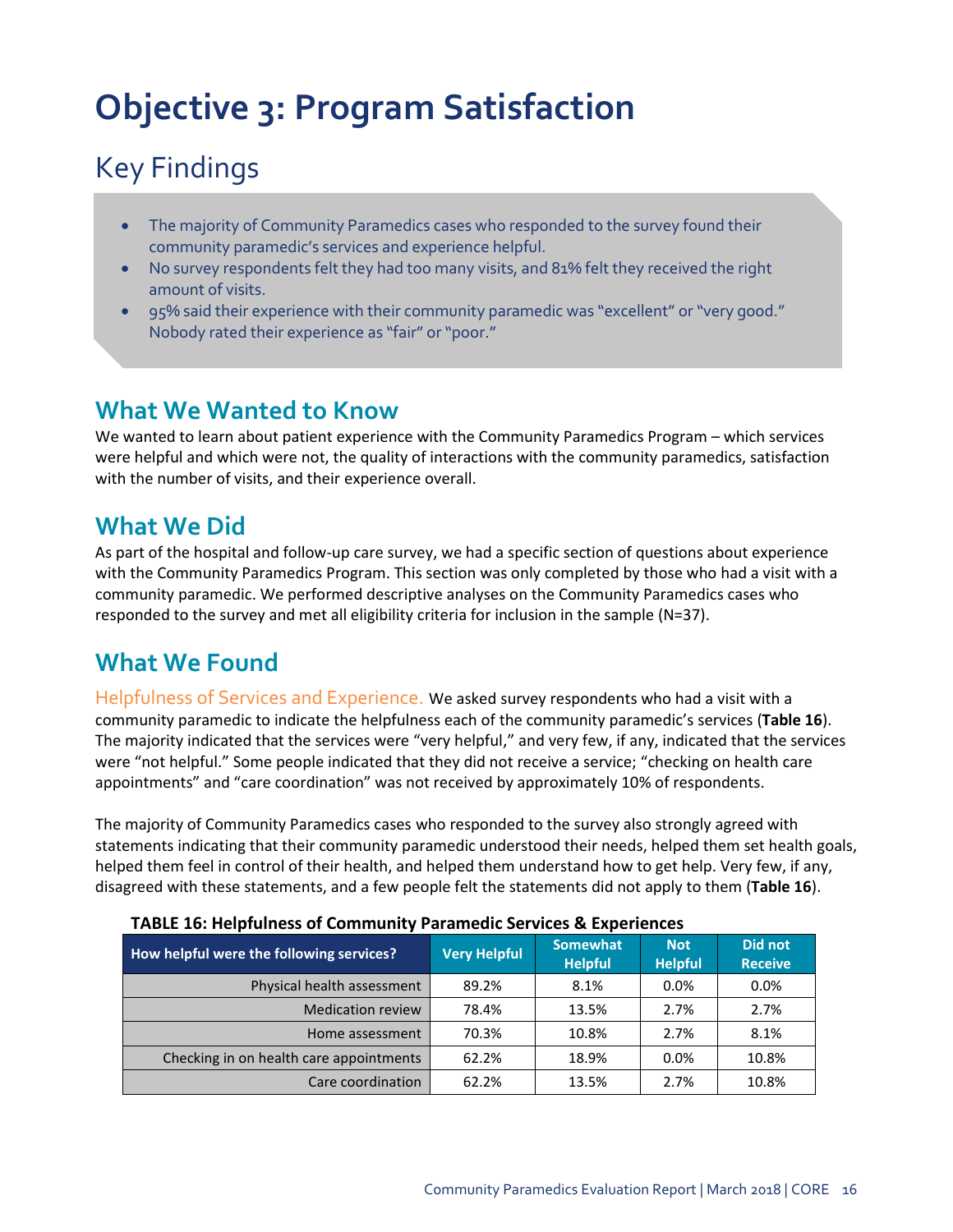# Objective 3: Program Satisfaction

## Key Findings

- The majority of Community Paramedics cases who responded to the survey found their community paramedic's services and experience helpful.
- No survey respondents felt they had too many visits, and 81% felt they received the right amount of visits.
- 95% said their experience with their community paramedic was "excellent" or "very good." Nobody rated their experience as "fair" or "poor."

## What We Wanted to Know

We wanted to learn about patient experience with the Community Paramedics Program – which services were helpful and which were not, the quality of interactions with the community paramedics, satisfaction with the number of visits, and their experience overall.

## What We Did

As part of the hospital and follow-up care survey, we had a specific section of questions about experience with the Community Paramedics Program. This section was only completed by those who had a visit with a community paramedic. We performed descriptive analyses on the Community Paramedics cases who responded to the survey and met all eligibility criteria for inclusion in the sample (N=37).

## What We Found

Helpfulness of Services and Experience. We asked survey respondents who had a visit with a community paramedic to indicate the helpfulness each of the community paramedic's services (**Table 16**). The majority indicated that the services were "very helpful," and very few, if any, indicated that the services were "not helpful." Some people indicated that they did not receive a service; "checking on health care appointments" and "care coordination" was not received by approximately 10% of respondents.

The majority of Community Paramedics cases who responded to the survey also strongly agreed with statements indicating that their community paramedic understood their needs, helped them set health goals, helped them feel in control of their health, and helped them understand how to get help. Very few, if any, disagreed with these statements, and a few people felt the statements did not apply to them (**Table 16**).

**TABLE 16: Helpfulness of Community Paramedic Services & Experiences**

| How helpful were the following services? | Very Helpful | Somewhat Helpful | Not Helpful | Did not Receive |
|---|---|---|---|---|
| Physical health assessment | 89.2% | 8.1% | 0.0% | 0.0% |
| Medication review | 78.4% | 13.5% | 2.7% | 2.7% |
| Home assessment | 70.3% | 10.8% | 2.7% | 8.1% |
| Checking in on health care appointments | 62.2% | 18.9% | 0.0% | 10.8% |
| Care coordination | 62.2% | 13.5% | 2.7% | 10.8% |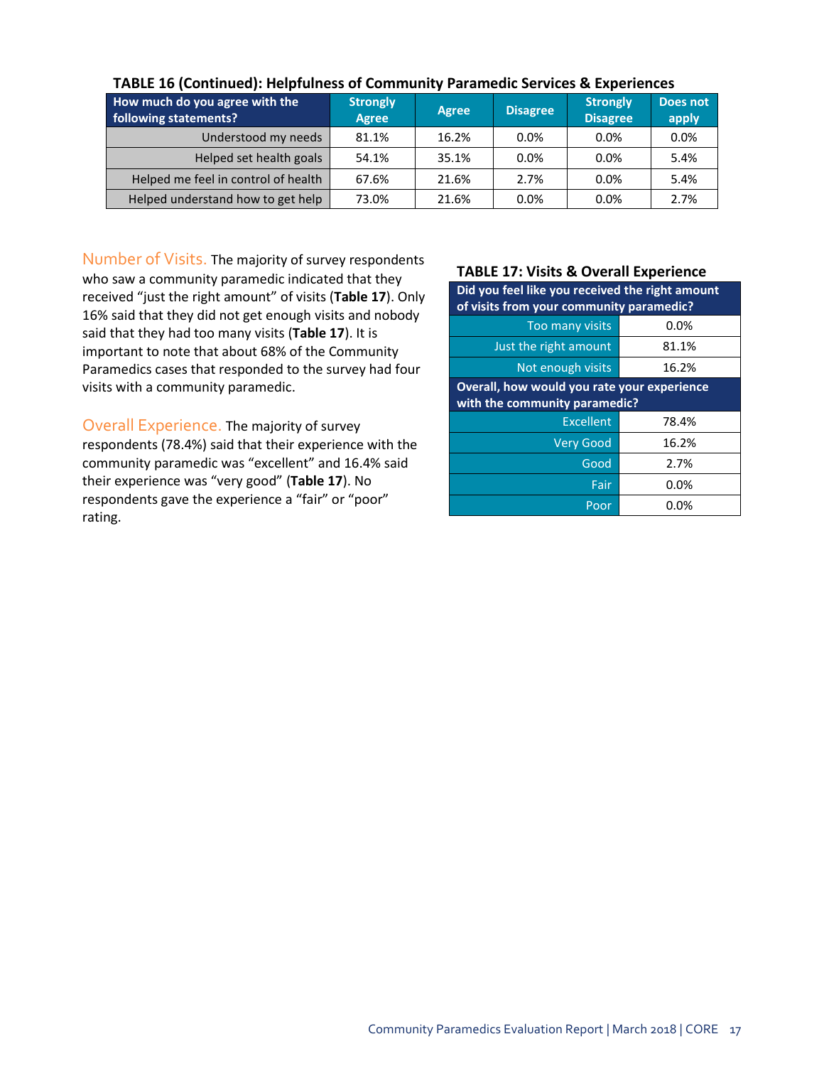**TABLE 16 (Continued): Helpfulness of Community Paramedic Services & Experiences**

| How much do you agree with the following statements? | Strongly Agree | Agree | Disagree | Strongly Disagree | Does not apply |
|---|---|---|---|---|---|
| Understood my needs | 81.1% | 16.2% | 0.0% | 0.0% | 0.0% |
| Helped set health goals | 54.1% | 35.1% | 0.0% | 0.0% | 5.4% |
| Helped me feel in control of health | 67.6% | 21.6% | 2.7% | 0.0% | 5.4% |
| Helped understand how to get help | 73.0% | 21.6% | 0.0% | 0.0% | 2.7% |

Number of Visits. The majority of survey respondents who saw a community paramedic indicated that they received "just the right amount" of visits (**Table 17**). Only 16% said that they did not get enough visits and nobody said that they had too many visits (**Table 17**). It is important to note that about 68% of the Community Paramedics cases that responded to the survey had four visits with a community paramedic.

Overall Experience. The majority of survey respondents (78.4%) said that their experience with the community paramedic was "excellent" and 16.4% said their experience was "very good" (**Table 17**). No respondents gave the experience a "fair" or "poor" rating.

**TABLE 17: Visits & Overall Experience**

| Did you feel like you received the right amount of visits from your community paramedic? | |
|---|---|
| Too many visits | 0.0% |
| Just the right amount | 81.1% |
| Not enough visits | 16.2% |
| **Overall, how would you rate your experience with the community paramedic?** | |
| Excellent | 78.4% |
| Very Good | 16.2% |
| Good | 2.7% |
| Fair | 0.0% |
| Poor | 0.0% |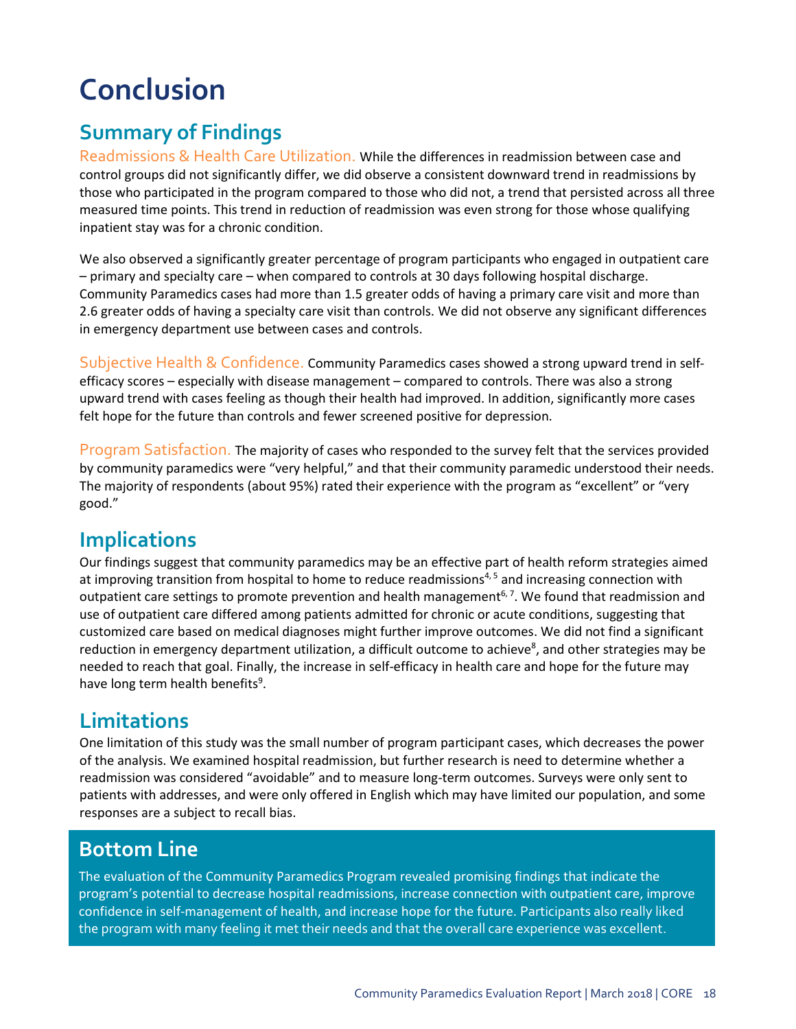# Conclusion

## Summary of Findings

Readmissions & Health Care Utilization. While the differences in readmission between case and control groups did not significantly differ, we did observe a consistent downward trend in readmissions by those who participated in the program compared to those who did not, a trend that persisted across all three measured time points. This trend in reduction of readmission was even strong for those whose qualifying inpatient stay was for a chronic condition.

We also observed a significantly greater percentage of program participants who engaged in outpatient care – primary and specialty care – when compared to controls at 30 days following hospital discharge. Community Paramedics cases had more than 1.5 greater odds of having a primary care visit and more than 2.6 greater odds of having a specialty care visit than controls. We did not observe any significant differences in emergency department use between cases and controls.

Subjective Health & Confidence. Community Paramedics cases showed a strong upward trend in self-efficacy scores – especially with disease management – compared to controls. There was also a strong upward trend with cases feeling as though their health had improved. In addition, significantly more cases felt hope for the future than controls and fewer screened positive for depression.

Program Satisfaction. The majority of cases who responded to the survey felt that the services provided by community paramedics were "very helpful," and that their community paramedic understood their needs. The majority of respondents (about 95%) rated their experience with the program as "excellent" or "very good."

## Implications

Our findings suggest that community paramedics may be an effective part of health reform strategies aimed at improving transition from hospital to home to reduce readmissions[4,5] and increasing connection with outpatient care settings to promote prevention and health management[6,7]. We found that readmission and use of outpatient care differed among patients admitted for chronic or acute conditions, suggesting that customized care based on medical diagnoses might further improve outcomes. We did not find a significant reduction in emergency department utilization, a difficult outcome to achieve[8], and other strategies may be needed to reach that goal. Finally, the increase in self-efficacy in health care and hope for the future may have long term health benefits[9].

## Limitations

One limitation of this study was the small number of program participant cases, which decreases the power of the analysis. We examined hospital readmission, but further research is need to determine whether a readmission was considered "avoidable" and to measure long-term outcomes. Surveys were only sent to patients with addresses, and were only offered in English which may have limited our population, and some responses are a subject to recall bias.

## Bottom Line

The evaluation of the Community Paramedics Program revealed promising findings that indicate the program's potential to decrease hospital readmissions, increase connection with outpatient care, improve confidence in self-management of health, and increase hope for the future. Participants also really liked the program with many feeling it met their needs and that the overall care experience was excellent.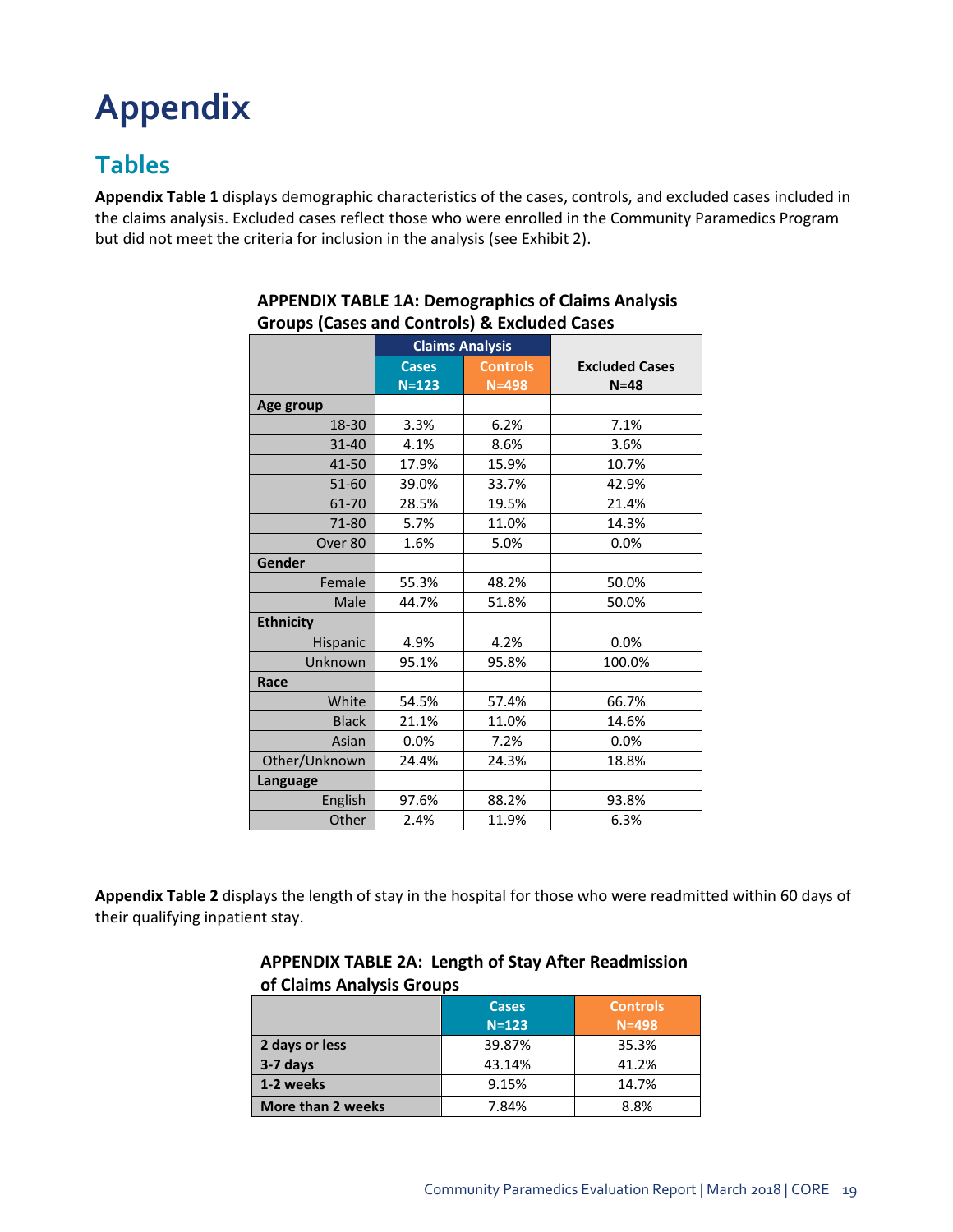# Appendix

## Tables

**Appendix Table 1** displays demographic characteristics of the cases, controls, and excluded cases included in the claims analysis. Excluded cases reflect those who were enrolled in the Community Paramedics Program but did not meet the criteria for inclusion in the analysis (see Exhibit 2).

**APPENDIX TABLE 1A: Demographics of Claims Analysis Groups (Cases and Controls) & Excluded Cases**

| | Claims Analysis | | |
|---|---|---|---|
| | Cases N=123 | Controls N=498 | Excluded Cases N=48 |
| **Age group** | | | |
| 18-30 | 3.3% | 6.2% | 7.1% |
| 31-40 | 4.1% | 8.6% | 3.6% |
| 41-50 | 17.9% | 15.9% | 10.7% |
| 51-60 | 39.0% | 33.7% | 42.9% |
| 61-70 | 28.5% | 19.5% | 21.4% |
| 71-80 | 5.7% | 11.0% | 14.3% |
| Over 80 | 1.6% | 5.0% | 0.0% |
| **Gender** | | | |
| Female | 55.3% | 48.2% | 50.0% |
| Male | 44.7% | 51.8% | 50.0% |
| **Ethnicity** | | | |
| Hispanic | 4.9% | 4.2% | 0.0% |
| Unknown | 95.1% | 95.8% | 100.0% |
| **Race** | | | |
| White | 54.5% | 57.4% | 66.7% |
| Black | 21.1% | 11.0% | 14.6% |
| Asian | 0.0% | 7.2% | 0.0% |
| Other/Unknown | 24.4% | 24.3% | 18.8% |
| **Language** | | | |
| English | 97.6% | 88.2% | 93.8% |
| Other | 2.4% | 11.9% | 6.3% |

**Appendix Table 2** displays the length of stay in the hospital for those who were readmitted within 60 days of their qualifying inpatient stay.

**APPENDIX TABLE 2A: Length of Stay After Readmission of Claims Analysis Groups**

| | Cases N=123 | Controls N=498 |
|---|---|---|
| **2 days or less** | 39.87% | 35.3% |
| **3-7 days** | 43.14% | 41.2% |
| **1-2 weeks** | 9.15% | 14.7% |
| **More than 2 weeks** | 7.84% | 8.8% |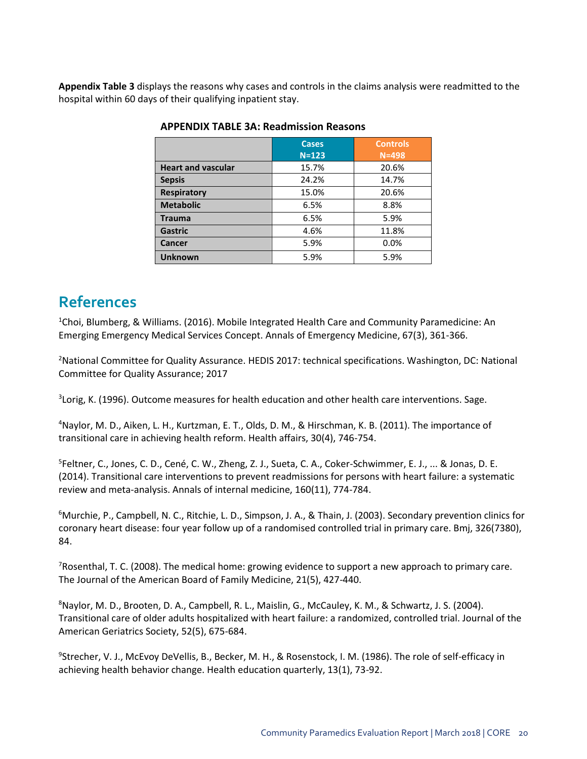**Appendix Table 3** displays the reasons why cases and controls in the claims analysis were readmitted to the hospital within 60 days of their qualifying inpatient stay.

**APPENDIX TABLE 3A: Readmission Reasons**

| | Cases N=123 | Controls N=498 |
|---|---|---|
| **Heart and vascular** | 15.7% | 20.6% |
| **Sepsis** | 24.2% | 14.7% |
| **Respiratory** | 15.0% | 20.6% |
| **Metabolic** | 6.5% | 8.8% |
| **Trauma** | 6.5% | 5.9% |
| **Gastric** | 4.6% | 11.8% |
| **Cancer** | 5.9% | 0.0% |
| **Unknown** | 5.9% | 5.9% |

## References

[1]Choi, Blumberg, & Williams. (2016). Mobile Integrated Health Care and Community Paramedicine: An Emerging Emergency Medical Services Concept. Annals of Emergency Medicine, 67(3), 361-366.

[2]National Committee for Quality Assurance. HEDIS 2017: technical specifications. Washington, DC: National Committee for Quality Assurance; 2017

[3]Lorig, K. (1996). Outcome measures for health education and other health care interventions. Sage.

[4]Naylor, M. D., Aiken, L. H., Kurtzman, E. T., Olds, D. M., & Hirschman, K. B. (2011). The importance of transitional care in achieving health reform. Health affairs, 30(4), 746-754.

[5]Feltner, C., Jones, C. D., Cené, C. W., Zheng, Z. J., Sueta, C. A., Coker-Schwimmer, E. J., ... & Jonas, D. E. (2014). Transitional care interventions to prevent readmissions for persons with heart failure: a systematic review and meta-analysis. Annals of internal medicine, 160(11), 774-784.

[6]Murchie, P., Campbell, N. C., Ritchie, L. D., Simpson, J. A., & Thain, J. (2003). Secondary prevention clinics for coronary heart disease: four year follow up of a randomised controlled trial in primary care. Bmj, 326(7380), 84.

[7]Rosenthal, T. C. (2008). The medical home: growing evidence to support a new approach to primary care. The Journal of the American Board of Family Medicine, 21(5), 427-440.

[8]Naylor, M. D., Brooten, D. A., Campbell, R. L., Maislin, G., McCauley, K. M., & Schwartz, J. S. (2004). Transitional care of older adults hospitalized with heart failure: a randomized, controlled trial. Journal of the American Geriatrics Society, 52(5), 675-684.

[9]Strecher, V. J., McEvoy DeVellis, B., Becker, M. H., & Rosenstock, I. M. (1986). The role of self-efficacy in achieving health behavior change. Health education quarterly, 13(1), 73-92.